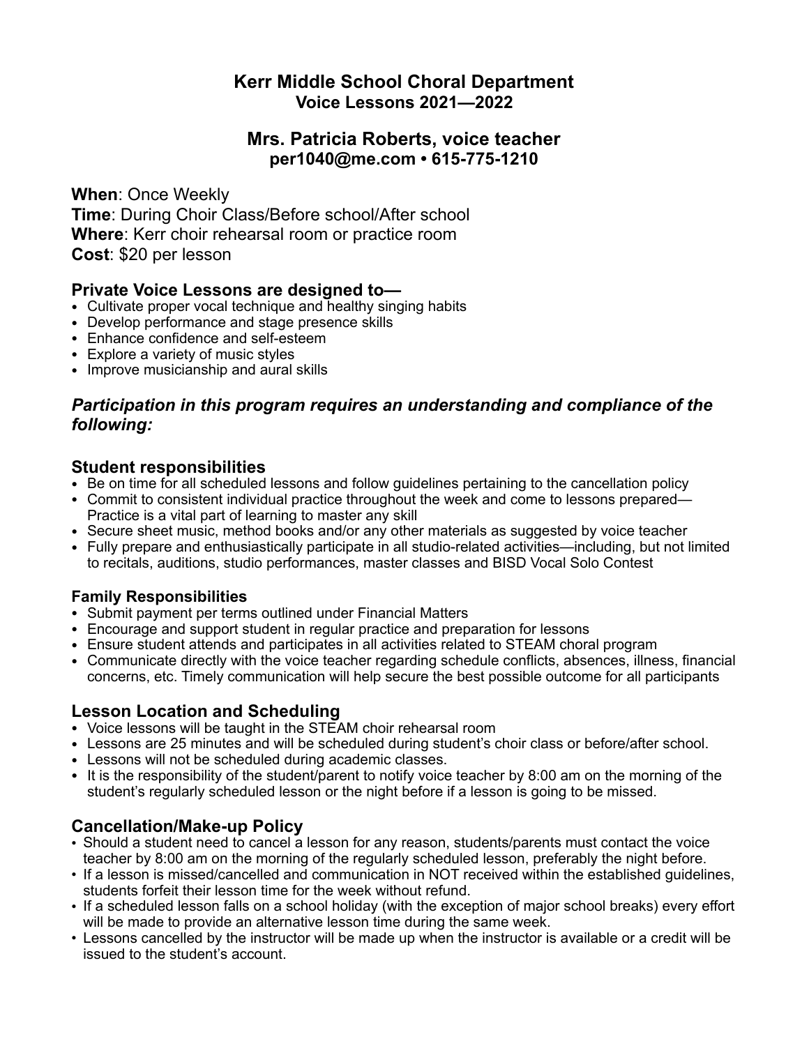# Kerr Middle School Choral Department
## Voice Lessons 2021—2022

## Mrs. Patricia Roberts, voice teacher
**per1040@me.com • 615-775-1210**

**When**: Once Weekly
**Time**: During Choir Class/Before school/After school
**Where**: Kerr choir rehearsal room or practice room
**Cost**: $20 per lesson

### Private Voice Lessons are designed to—

- Cultivate proper vocal technique and healthy singing habits
- Develop performance and stage presence skills
- Enhance confidence and self-esteem
- Explore a variety of music styles
- Improve musicianship and aural skills

### *Participation in this program requires an understanding and compliance of the following:*

### Student responsibilities

- Be on time for all scheduled lessons and follow guidelines pertaining to the cancellation policy
- Commit to consistent individual practice throughout the week and come to lessons prepared—Practice is a vital part of learning to master any skill
- Secure sheet music, method books and/or any other materials as suggested by voice teacher
- Fully prepare and enthusiastically participate in all studio-related activities—including, but not limited to recitals, auditions, studio performances, master classes and BISD Vocal Solo Contest

#### Family Responsibilities

- Submit payment per terms outlined under Financial Matters
- Encourage and support student in regular practice and preparation for lessons
- Ensure student attends and participates in all activities related to STEAM choral program
- Communicate directly with the voice teacher regarding schedule conflicts, absences, illness, financial concerns, etc. Timely communication will help secure the best possible outcome for all participants

### Lesson Location and Scheduling

- Voice lessons will be taught in the STEAM choir rehearsal room
- Lessons are 25 minutes and will be scheduled during student's choir class or before/after school.
- Lessons will not be scheduled during academic classes.
- It is the responsibility of the student/parent to notify voice teacher by 8:00 am on the morning of the student's regularly scheduled lesson or the night before if a lesson is going to be missed.

### Cancellation/Make-up Policy

- Should a student need to cancel a lesson for any reason, students/parents must contact the voice teacher by 8:00 am on the morning of the regularly scheduled lesson, preferably the night before.
- If a lesson is missed/cancelled and communication in NOT received within the established guidelines, students forfeit their lesson time for the week without refund.
- If a scheduled lesson falls on a school holiday (with the exception of major school breaks) every effort will be made to provide an alternative lesson time during the same week.
- Lessons cancelled by the instructor will be made up when the instructor is available or a credit will be issued to the student's account.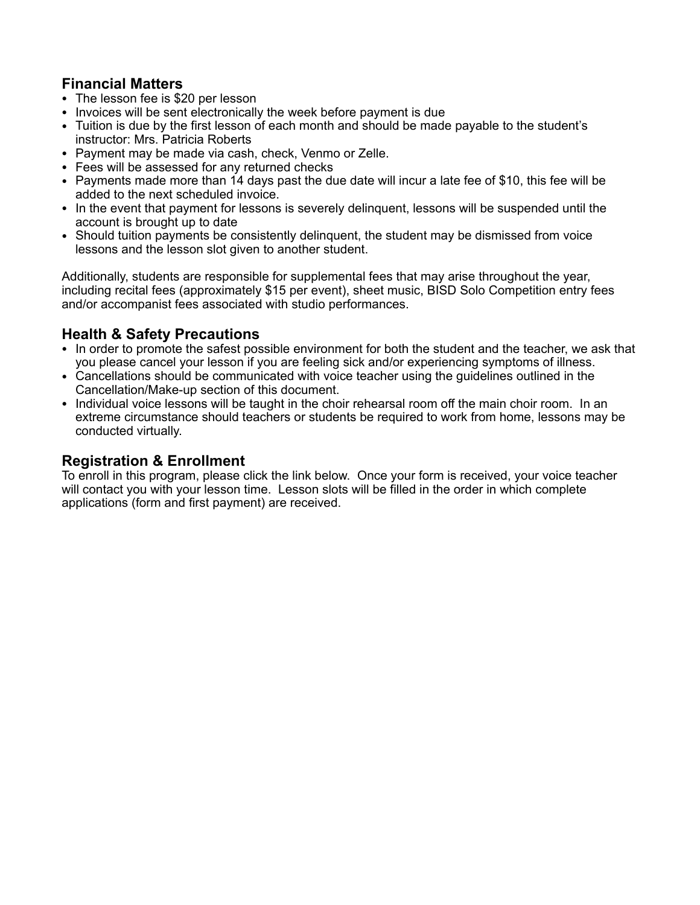## Financial Matters

- The lesson fee is $20 per lesson
- Invoices will be sent electronically the week before payment is due
- Tuition is due by the first lesson of each month and should be made payable to the student's instructor: Mrs. Patricia Roberts
- Payment may be made via cash, check, Venmo or Zelle.
- Fees will be assessed for any returned checks
- Payments made more than 14 days past the due date will incur a late fee of $10, this fee will be added to the next scheduled invoice.
- In the event that payment for lessons is severely delinquent, lessons will be suspended until the account is brought up to date
- Should tuition payments be consistently delinquent, the student may be dismissed from voice lessons and the lesson slot given to another student.

Additionally, students are responsible for supplemental fees that may arise throughout the year, including recital fees (approximately $15 per event), sheet music, BISD Solo Competition entry fees and/or accompanist fees associated with studio performances.

## Health & Safety Precautions

- In order to promote the safest possible environment for both the student and the teacher, we ask that you please cancel your lesson if you are feeling sick and/or experiencing symptoms of illness.
- Cancellations should be communicated with voice teacher using the guidelines outlined in the Cancellation/Make-up section of this document.
- Individual voice lessons will be taught in the choir rehearsal room off the main choir room. In an extreme circumstance should teachers or students be required to work from home, lessons may be conducted virtually.

## Registration & Enrollment

To enroll in this program, please click the link below. Once your form is received, your voice teacher will contact you with your lesson time. Lesson slots will be filled in the order in which complete applications (form and first payment) are received.